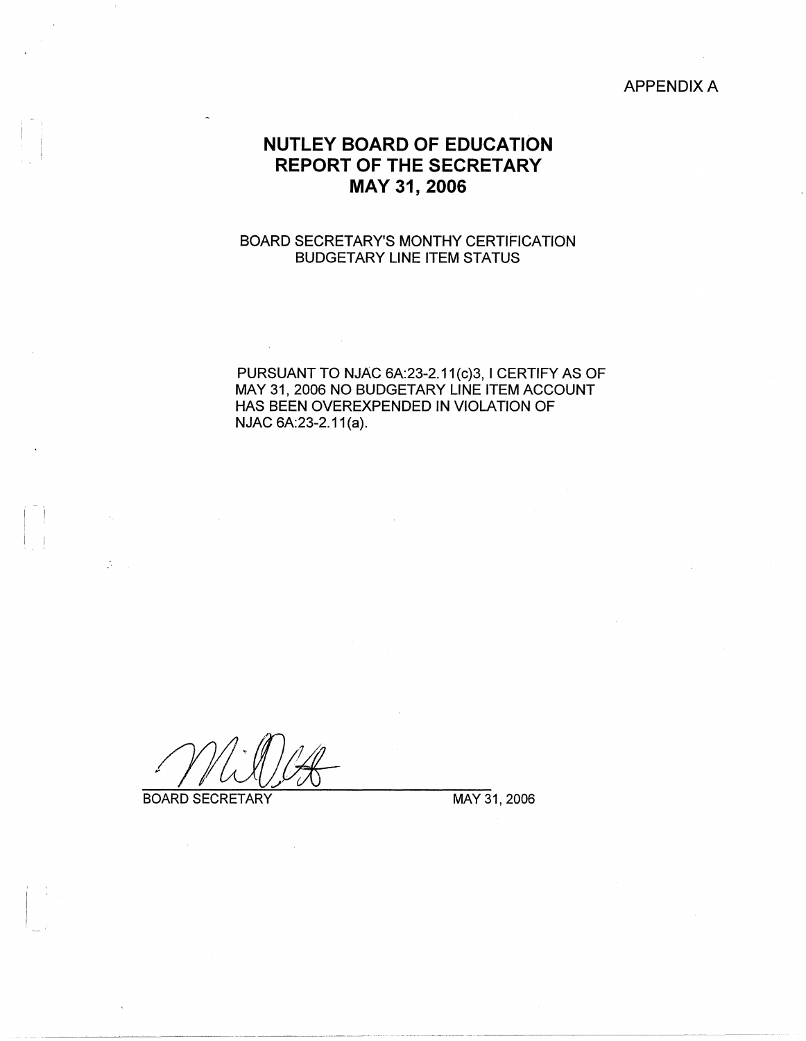APPENDIX A

# NUTLEY BOARD OF EDUCATION
# REPORT OF THE SECRETARY
# MAY 31, 2006

BOARD SECRETARY'S MONTHY CERTIFICATION
BUDGETARY LINE ITEM STATUS

PURSUANT TO NJAC 6A:23-2.11(c)3, I CERTIFY AS OF MAY 31, 2006 NO BUDGETARY LINE ITEM ACCOUNT HAS BEEN OVEREXPENDED IN VIOLATION OF NJAC 6A:23-2.11(a).

BOARD SECRETARY

MAY 31, 2006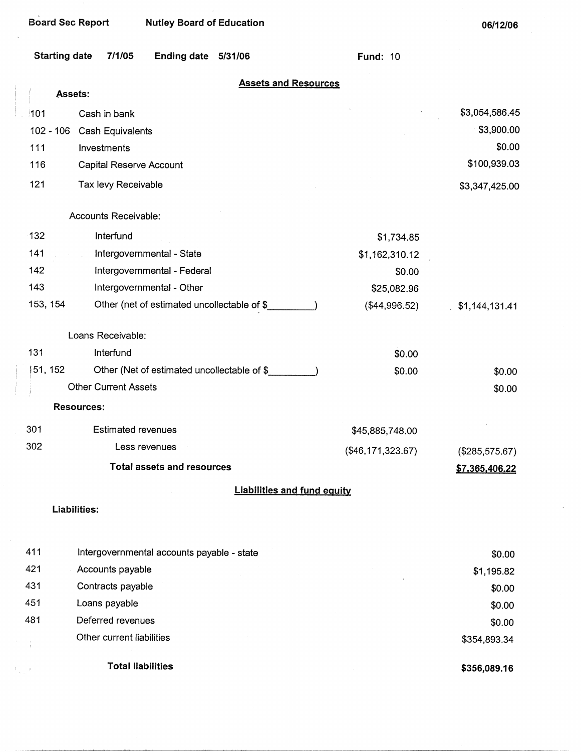Board Sec Report | Nutley Board of Education | 06/12/06

**Starting date** 7/1/05 **Ending date** 5/31/06 **Fund:** 10

## Assets and Resources

| | | | |
|---|---|---|---|
| **Assets:** | | | |
| 101 | Cash in bank | | $3,054,586.45 |
| 102 - 106 | Cash Equivalents | | $3,900.00 |
| 111 | Investments | | $0.00 |
| 116 | Capital Reserve Account | | $100,939.03 |
| 121 | Tax levy Receivable | | $3,347,425.00 |
| | Accounts Receivable: | | |
| 132 | Interfund | $1,734.85 | |
| 141 | Intergovernmental - State | $1,162,310.12 | |
| 142 | Intergovernmental - Federal | $0.00 | |
| 143 | Intergovernmental - Other | $25,082.96 | |
| 153, 154 | Other (net of estimated uncollectable of $_________) | ($44,996.52) | $1,144,131.41 |
| | Loans Receivable: | | |
| 131 | Interfund | $0.00 | |
| 151, 152 | Other (Net of estimated uncollectable of $_________) | $0.00 | $0.00 |
| | Other Current Assets | | $0.00 |
| **Resources:** | | | |
| 301 | Estimated revenues | $45,885,748.00 | |
| 302 | Less revenues | ($46,171,323.67) | ($285,575.67) |
| | **Total assets and resources** | | **$7,365,406.22** |

## Liabilities and fund equity

| | | |
|---|---|---|
| **Liabilities:** | | |
| 411 | Intergovernmental accounts payable - state | $0.00 |
| 421 | Accounts payable | $1,195.82 |
| 431 | Contracts payable | $0.00 |
| 451 | Loans payable | $0.00 |
| 481 | Deferred revenues | $0.00 |
| | Other current liabilities | $354,893.34 |
| | **Total liabilities** | **$356,089.16** |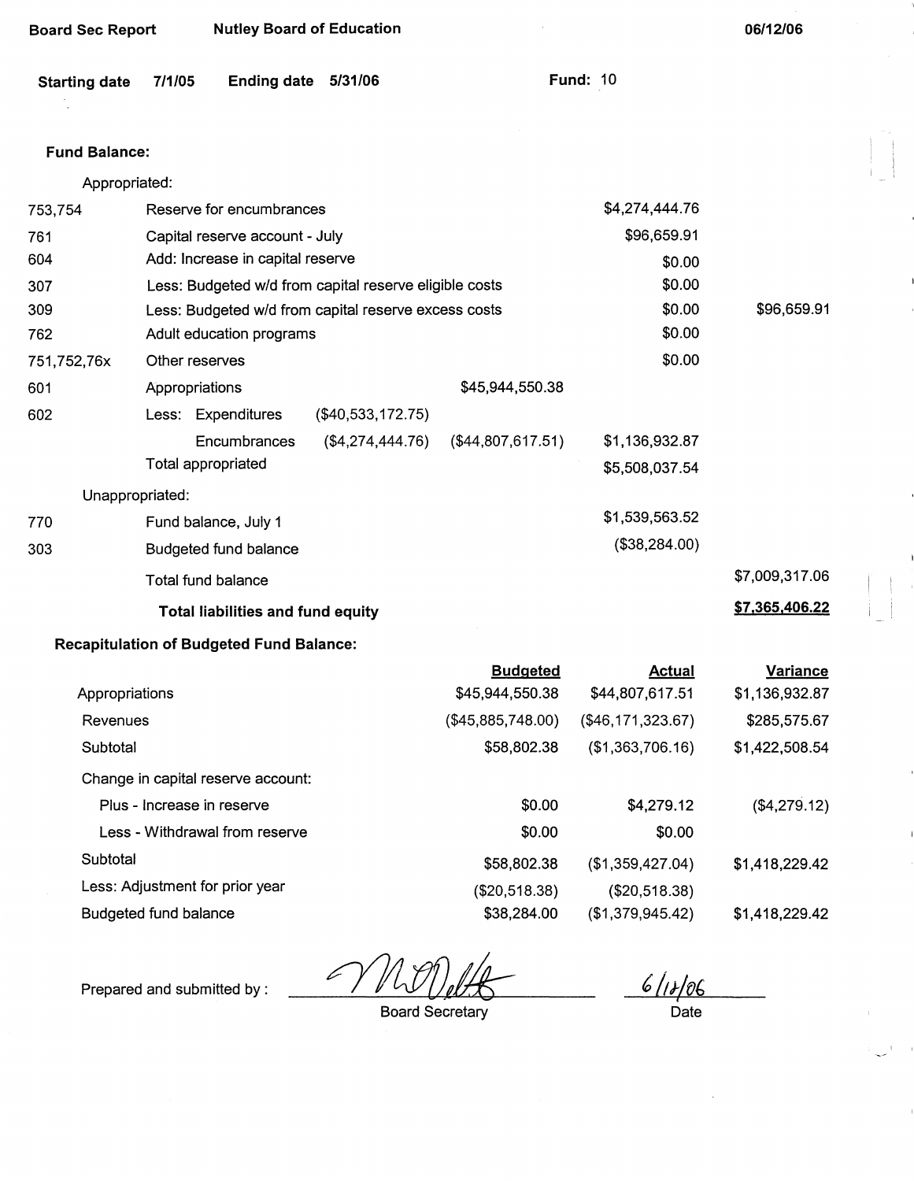Board Sec Report | Nutley Board of Education | 06/12/06

Starting date 7/1/05 Ending date 5/31/06 Fund: 10

**Fund Balance:**

| | | | | | |
|---|---|---|---|---|---|
| | Appropriated: | | | | |
| 753,754 | Reserve for encumbrances | | | $4,274,444.76 | |
| 761 | Capital reserve account - July | | | $96,659.91 | |
| 604 | Add: Increase in capital reserve | | | $0.00 | |
| 307 | Less: Budgeted w/d from capital reserve eligible costs | | | $0.00 | |
| 309 | Less: Budgeted w/d from capital reserve excess costs | | | $0.00 | $96,659.91 |
| 762 | Adult education programs | | | $0.00 | |
| 751,752,76x | Other reserves | | | $0.00 | |
| 601 | Appropriations | | $45,944,550.38 | | |
| 602 | Less: Expenditures | ($40,533,172.75) | | | |
| | Encumbrances | ($4,274,444.76) | ($44,807,617.51) | $1,136,932.87 | |
| | Total appropriated | | | $5,508,037.54 | |
| | Unappropriated: | | | | |
| 770 | Fund balance, July 1 | | | $1,539,563.52 | |
| 303 | Budgeted fund balance | | | ($38,284.00) | |
| | Total fund balance | | | | $7,009,317.06 |
| | **Total liabilities and fund equity** | | | | **$7,365,406.22** |

**Recapitulation of Budgeted Fund Balance:**

| | Budgeted | Actual | Variance |
|---|---|---|---|
| Appropriations | $45,944,550.38 | $44,807,617.51 | $1,136,932.87 |
| Revenues | ($45,885,748.00) | ($46,171,323.67) | $285,575.67 |
| Subtotal | $58,802.38 | ($1,363,706.16) | $1,422,508.54 |
| Change in capital reserve account: | | | |
| Plus - Increase in reserve | $0.00 | $4,279.12 | ($4,279.12) |
| Less - Withdrawal from reserve | $0.00 | $0.00 | |
| Subtotal | $58,802.38 | ($1,359,427.04) | $1,418,229.42 |
| Less: Adjustment for prior year | ($20,518.38) | ($20,518.38) | |
| Budgeted fund balance | $38,284.00 | ($1,379,945.42) | $1,418,229.42 |

Prepared and submitted by : ______________ Board Secretary 6/12/06 Date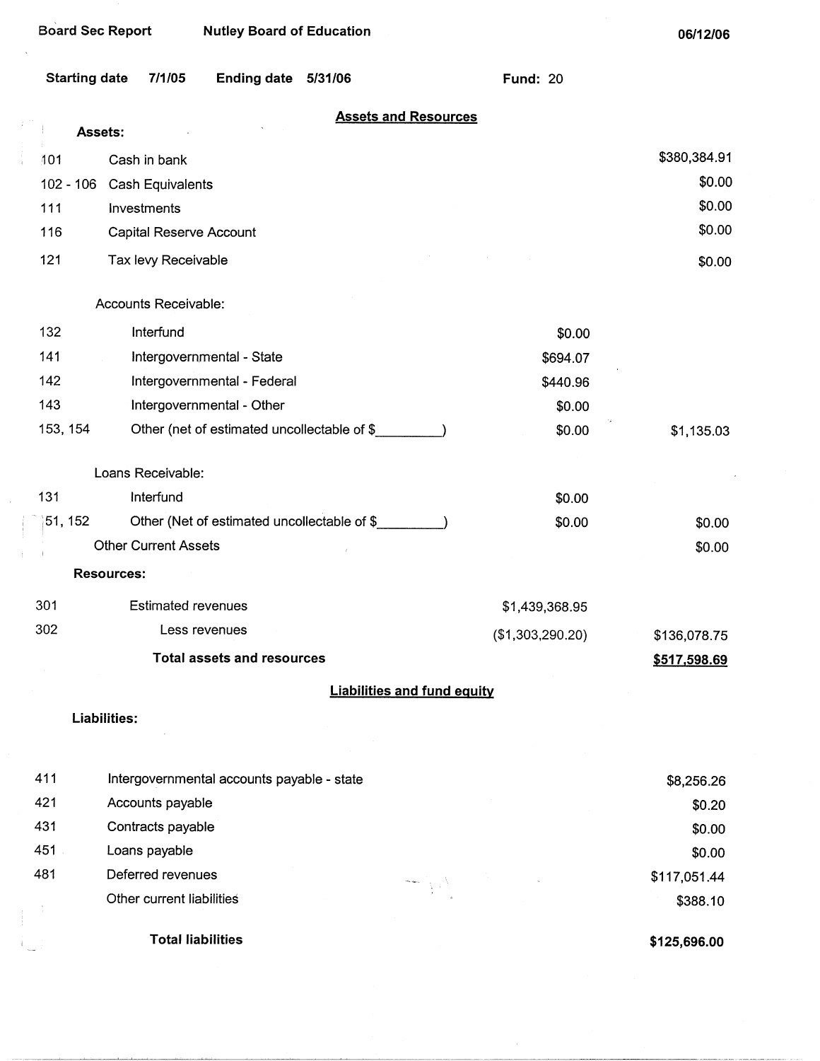Board Sec Report Nutley Board of Education 06/12/06

**Starting date** 7/1/05 **Ending date** 5/31/06 **Fund:** 20

## Assets and Resources

**Assets:**

| Code | Description | | Amount |
|---|---|---|---|
| 101 | Cash in bank | | $380,384.91 |
| 102 - 106 | Cash Equivalents | | $0.00 |
| 111 | Investments | | $0.00 |
| 116 | Capital Reserve Account | | $0.00 |
| 121 | Tax levy Receivable | | $0.00 |
| | Accounts Receivable: | | |
| 132 | Interfund | $0.00 | |
| 141 | Intergovernmental - State | $694.07 | |
| 142 | Intergovernmental - Federal | $440.96 | |
| 143 | Intergovernmental - Other | $0.00 | |
| 153, 154 | Other (net of estimated uncollectable of $_________) | $0.00 | $1,135.03 |
| | Loans Receivable: | | |
| 131 | Interfund | $0.00 | |
| 151, 152 | Other (Net of estimated uncollectable of $_________) | $0.00 | $0.00 |
| | Other Current Assets | | $0.00 |

**Resources:**

| Code | Description | | Amount |
|---|---|---|---|
| 301 | Estimated revenues | $1,439,368.95 | |
| 302 | Less revenues | ($1,303,290.20) | $136,078.75 |
| | **Total assets and resources** | | **$517,598.69** |

## Liabilities and fund equity

**Liabilities:**

| Code | Description | Amount |
|---|---|---|
| 411 | Intergovernmental accounts payable - state | $8,256.26 |
| 421 | Accounts payable | $0.20 |
| 431 | Contracts payable | $0.00 |
| 451 | Loans payable | $0.00 |
| 481 | Deferred revenues | $117,051.44 |
| | Other current liabilities | $388.10 |
| | **Total liabilities** | **$125,696.00** |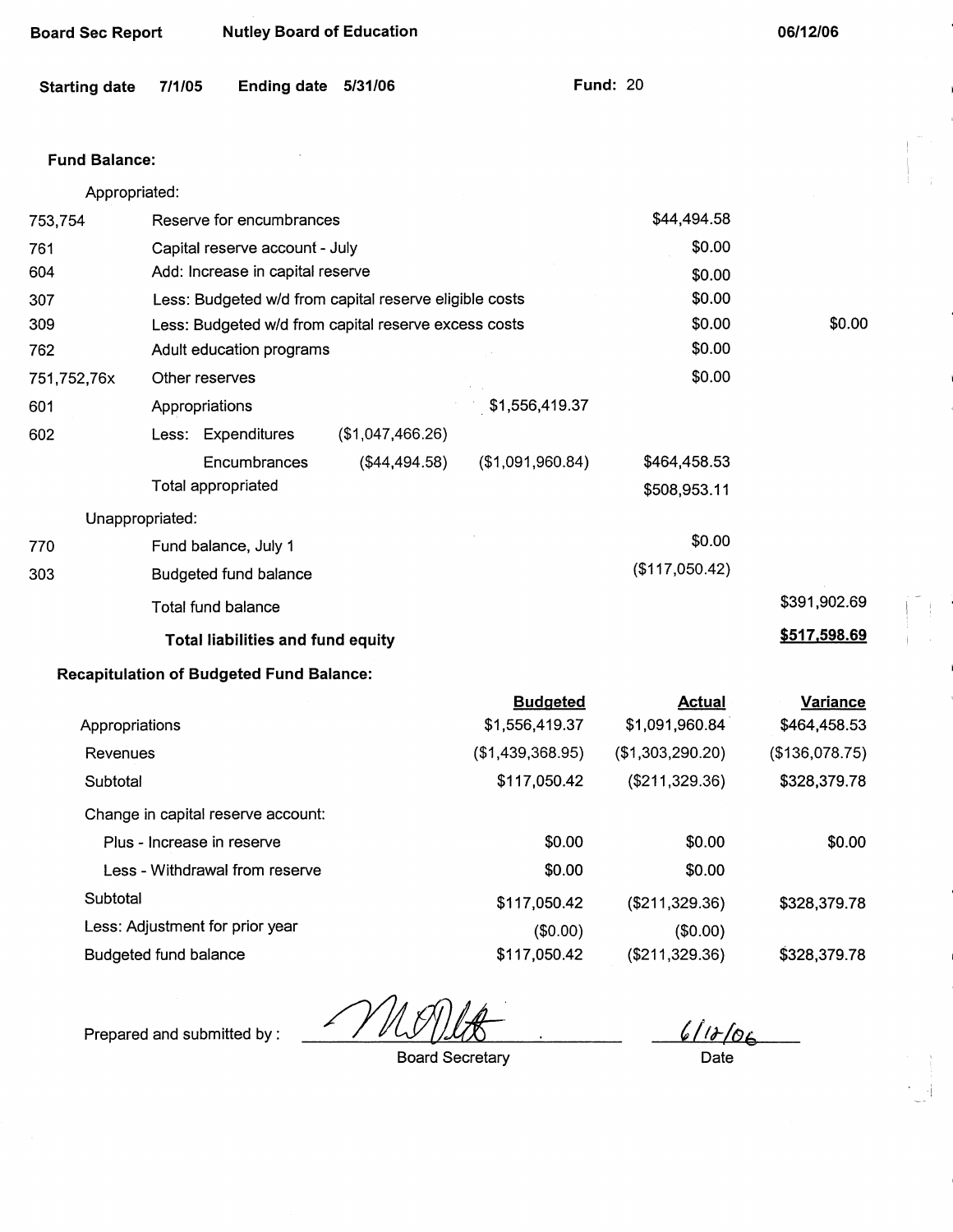Board Sec Report | Nutley Board of Education | 06/12/06

Starting date 7/1/05 | Ending date 5/31/06 | Fund: 20

**Fund Balance:**

| | | | | | |
|---|---|---|---|---|---|
| | Appropriated: | | | | |
| 753,754 | Reserve for encumbrances | | | $44,494.58 | |
| 761 | Capital reserve account - July | | | $0.00 | |
| 604 | Add: Increase in capital reserve | | | $0.00 | |
| 307 | Less: Budgeted w/d from capital reserve eligible costs | | | $0.00 | |
| 309 | Less: Budgeted w/d from capital reserve excess costs | | | $0.00 | $0.00 |
| 762 | Adult education programs | | | $0.00 | |
| 751,752,76x | Other reserves | | | $0.00 | |
| 601 | Appropriations | | $1,556,419.37 | | |
| 602 | Less: Expenditures | ($1,047,466.26) | | | |
| | Encumbrances | ($44,494.58) | ($1,091,960.84) | $464,458.53 | |
| | Total appropriated | | | $508,953.11 | |
| | Unappropriated: | | | | |
| 770 | Fund balance, July 1 | | | $0.00 | |
| 303 | Budgeted fund balance | | | ($117,050.42) | |
| | Total fund balance | | | | $391,902.69 |
| | **Total liabilities and fund equity** | | | | **$517,598.69** |

**Recapitulation of Budgeted Fund Balance:**

| | Budgeted | Actual | Variance |
|---|---|---|---|
| Appropriations | $1,556,419.37 | $1,091,960.84 | $464,458.53 |
| Revenues | ($1,439,368.95) | ($1,303,290.20) | ($136,078.75) |
| Subtotal | $117,050.42 | ($211,329.36) | $328,379.78 |
| Change in capital reserve account: | | | |
| Plus - Increase in reserve | $0.00 | $0.00 | $0.00 |
| Less - Withdrawal from reserve | $0.00 | $0.00 | |
| Subtotal | $117,050.42 | ($211,329.36) | $328,379.78 |
| Less: Adjustment for prior year | ($0.00) | ($0.00) | |
| Budgeted fund balance | $117,050.42 | ($211,329.36) | $328,379.78 |

Prepared and submitted by : [signature]
Board Secretary

6/12/06
Date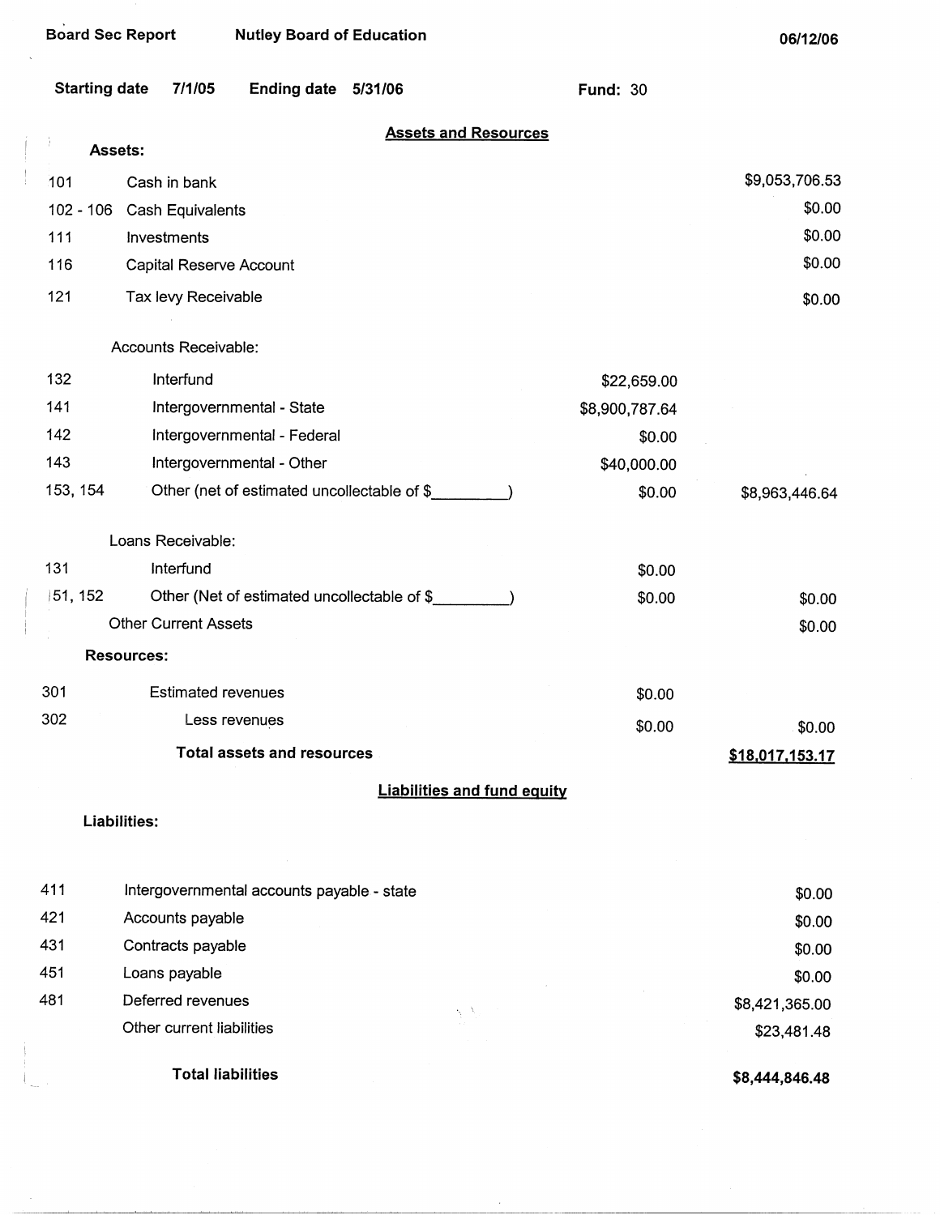Board Sec Report    Nutley Board of Education    06/12/06

Starting date 7/1/05    Ending date 5/31/06    Fund: 30

## Assets and Resources

**Assets:**

| Code | Description | | Amount |
|---|---|---|---|
| 101 | Cash in bank | | $9,053,706.53 |
| 102 - 106 | Cash Equivalents | | $0.00 |
| 111 | Investments | | $0.00 |
| 116 | Capital Reserve Account | | $0.00 |
| 121 | Tax levy Receivable | | $0.00 |
| | Accounts Receivable: | | |
| 132 | Interfund | $22,659.00 | |
| 141 | Intergovernmental - State | $8,900,787.64 | |
| 142 | Intergovernmental - Federal | $0.00 | |
| 143 | Intergovernmental - Other | $40,000.00 | |
| 153, 154 | Other (net of estimated uncollectable of $_________) | $0.00 | $8,963,446.64 |
| | Loans Receivable: | | |
| 131 | Interfund | $0.00 | |
| 151, 152 | Other (Net of estimated uncollectable of $_________) | $0.00 | $0.00 |
| | Other Current Assets | | $0.00 |

**Resources:**

| Code | Description | | Amount |
|---|---|---|---|
| 301 | Estimated revenues | $0.00 | |
| 302 | Less revenues | $0.00 | $0.00 |
| | **Total assets and resources** | | **$18,017,153.17** |

## Liabilities and fund equity

**Liabilities:**

| Code | Description | Amount |
|---|---|---|
| 411 | Intergovernmental accounts payable - state | $0.00 |
| 421 | Accounts payable | $0.00 |
| 431 | Contracts payable | $0.00 |
| 451 | Loans payable | $0.00 |
| 481 | Deferred revenues | $8,421,365.00 |
| | Other current liabilities | $23,481.48 |
| | **Total liabilities** | **$8,444,846.48** |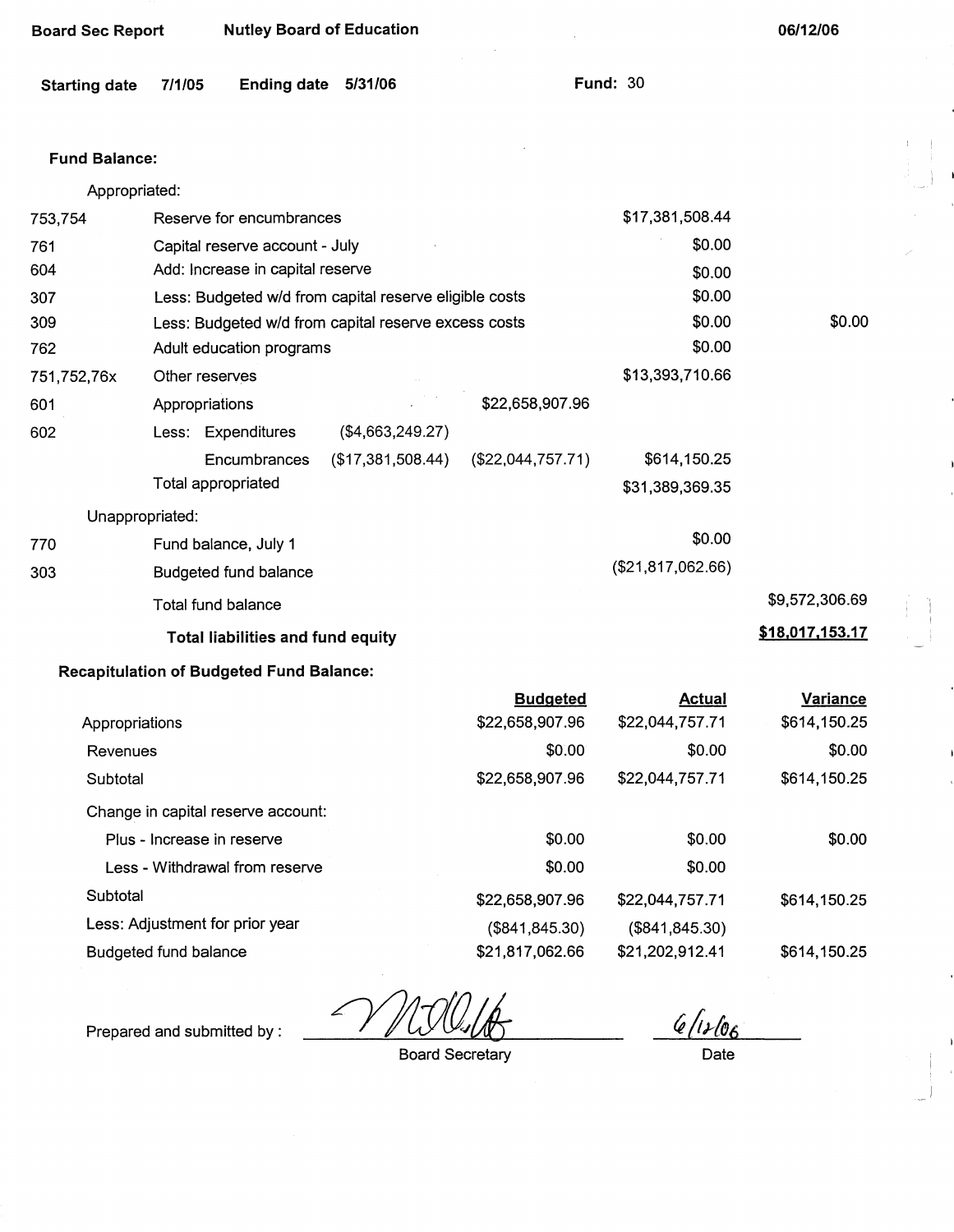**Board Sec Report** **Nutley Board of Education** **06/12/06**

**Starting date** 7/1/05 **Ending date** 5/31/06 **Fund:** 30

**Fund Balance:**

| | | | | | |
|---|---|---|---|---|---|
| | Appropriated: | | | | |
| 753,754 | Reserve for encumbrances | | | $17,381,508.44 | |
| 761 | Capital reserve account - July | | | $0.00 | |
| 604 | Add: Increase in capital reserve | | | $0.00 | |
| 307 | Less: Budgeted w/d from capital reserve eligible costs | | | $0.00 | |
| 309 | Less: Budgeted w/d from capital reserve excess costs | | | $0.00 | $0.00 |
| 762 | Adult education programs | | | $0.00 | |
| 751,752,76x | Other reserves | | | $13,393,710.66 | |
| 601 | Appropriations | | $22,658,907.96 | | |
| 602 | Less: Expenditures | ($4,663,249.27) | | | |
| | Encumbrances | ($17,381,508.44) | ($22,044,757.71) | $614,150.25 | |
| | Total appropriated | | | $31,389,369.35 | |
| | Unappropriated: | | | | |
| 770 | Fund balance, July 1 | | | $0.00 | |
| 303 | Budgeted fund balance | | | ($21,817,062.66) | |
| | Total fund balance | | | | $9,572,306.69 |
| | **Total liabilities and fund equity** | | | | **$18,017,153.17** |

**Recapitulation of Budgeted Fund Balance:**

| | Budgeted | Actual | Variance |
|---|---|---|---|
| Appropriations | $22,658,907.96 | $22,044,757.71 | $614,150.25 |
| Revenues | $0.00 | $0.00 | $0.00 |
| Subtotal | $22,658,907.96 | $22,044,757.71 | $614,150.25 |
| Change in capital reserve account: | | | |
| Plus - Increase in reserve | $0.00 | $0.00 | $0.00 |
| Less - Withdrawal from reserve | $0.00 | $0.00 | |
| Subtotal | $22,658,907.96 | $22,044,757.71 | $614,150.25 |
| Less: Adjustment for prior year | ($841,845.30) | ($841,845.30) | |
| Budgeted fund balance | $21,817,062.66 | $21,202,912.41 | $614,150.25 |

Prepared and submitted by : ____________________ 6/12/06

Board Secretary Date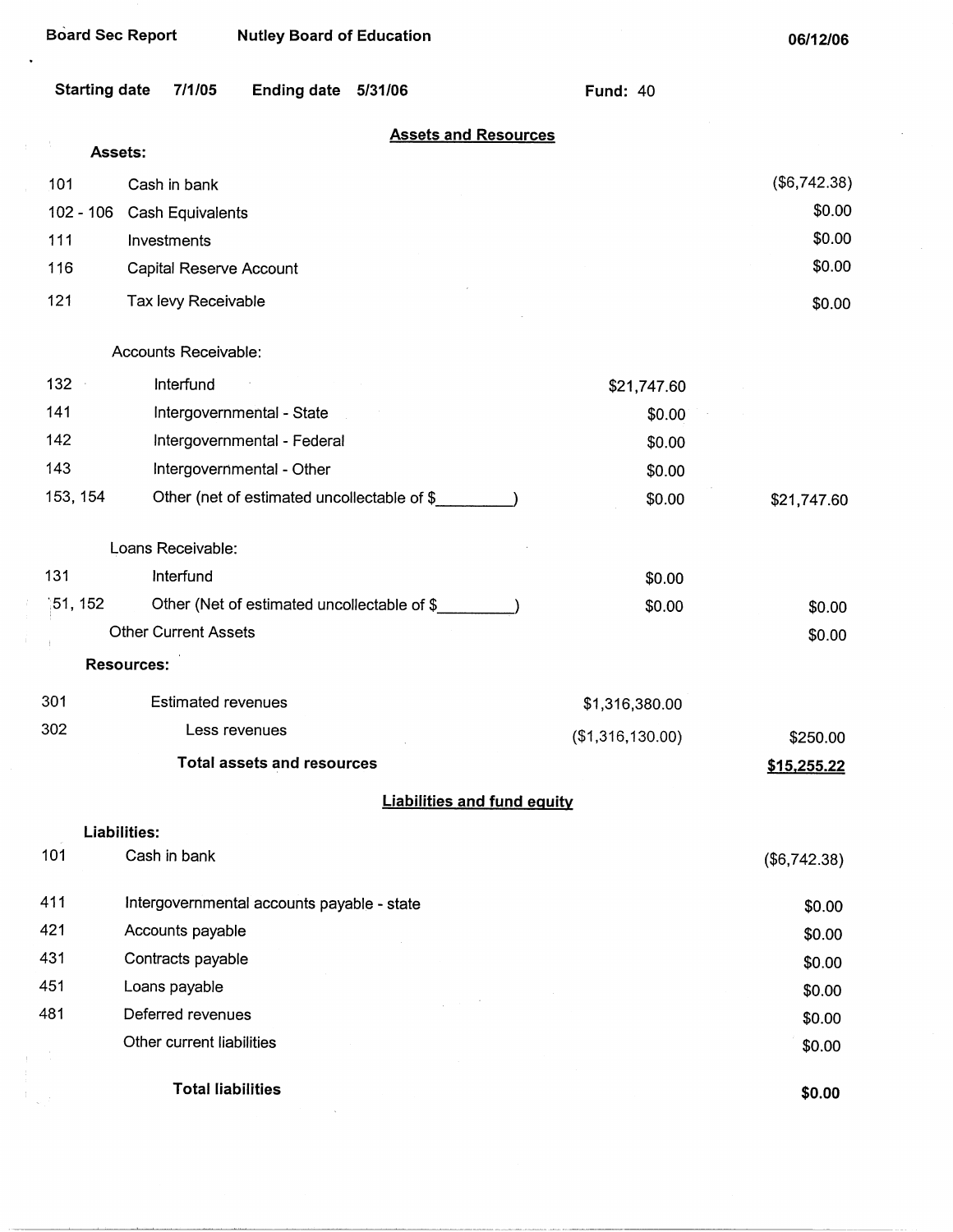Board Sec Report    Nutley Board of Education    06/12/06

Starting date 7/1/05    Ending date 5/31/06    Fund: 40

## Assets and Resources

| | | | |
|---|---|---|---|
| **Assets:** | | | |
| 101 | Cash in bank | | ($6,742.38) |
| 102 - 106 | Cash Equivalents | | $0.00 |
| 111 | Investments | | $0.00 |
| 116 | Capital Reserve Account | | $0.00 |
| 121 | Tax levy Receivable | | $0.00 |
| | Accounts Receivable: | | |
| 132 | Interfund | $21,747.60 | |
| 141 | Intergovernmental - State | $0.00 | |
| 142 | Intergovernmental - Federal | $0.00 | |
| 143 | Intergovernmental - Other | $0.00 | |
| 153, 154 | Other (net of estimated uncollectable of $\_\_\_\_\_\_\_\_\_) | $0.00 | $21,747.60 |
| | Loans Receivable: | | |
| 131 | Interfund | $0.00 | |
| 151, 152 | Other (Net of estimated uncollectable of $\_\_\_\_\_\_\_\_\_) | $0.00 | $0.00 |
| | Other Current Assets | | $0.00 |
| **Resources:** | | | |
| 301 | Estimated revenues | $1,316,380.00 | |
| 302 | Less revenues | ($1,316,130.00) | $250.00 |
| | **Total assets and resources** | | **$15,255.22** |

## Liabilities and fund equity

| | | |
|---|---|---|
| **Liabilities:** | | |
| 101 | Cash in bank | ($6,742.38) |
| 411 | Intergovernmental accounts payable - state | $0.00 |
| 421 | Accounts payable | $0.00 |
| 431 | Contracts payable | $0.00 |
| 451 | Loans payable | $0.00 |
| 481 | Deferred revenues | $0.00 |
| | Other current liabilities | $0.00 |
| | **Total liabilities** | **$0.00** |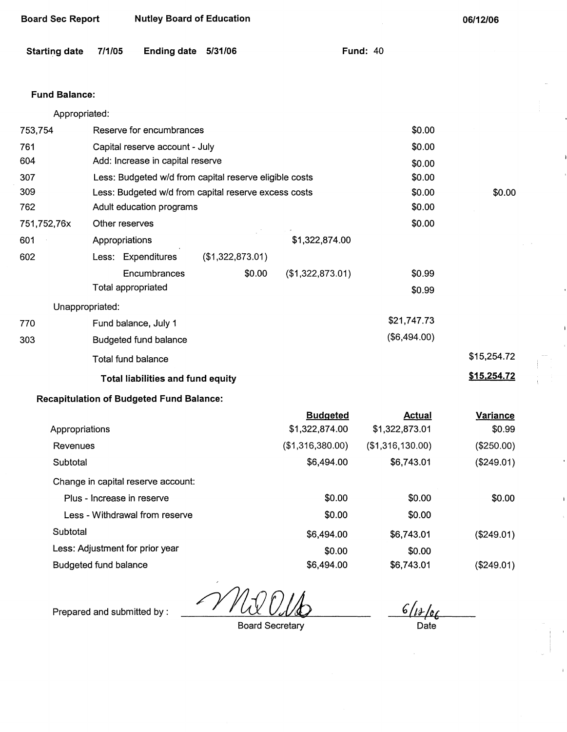Board Sec Report | Nutley Board of Education | 06/12/06

**Starting date** 7/1/05 **Ending date** 5/31/06 **Fund:** 40

**Fund Balance:**

| Code | Description | | | | |
|---|---|---|---|---|---|
| | Appropriated: | | | | |
| 753,754 | Reserve for encumbrances | | | $0.00 | |
| 761 | Capital reserve account - July | | | $0.00 | |
| 604 | Add: Increase in capital reserve | | | $0.00 | |
| 307 | Less: Budgeted w/d from capital reserve eligible costs | | | $0.00 | |
| 309 | Less: Budgeted w/d from capital reserve excess costs | | | $0.00 | $0.00 |
| 762 | Adult education programs | | | $0.00 | |
| 751,752,76x | Other reserves | | | $0.00 | |
| 601 | Appropriations | | $1,322,874.00 | | |
| 602 | Less: Expenditures | ($1,322,873.01) | | | |
| | Encumbrances | $0.00 | ($1,322,873.01) | $0.99 | |
| | Total appropriated | | | $0.99 | |
| | Unappropriated: | | | | |
| 770 | Fund balance, July 1 | | | $21,747.73 | |
| 303 | Budgeted fund balance | | | ($6,494.00) | |
| | Total fund balance | | | | $15,254.72 |
| | **Total liabilities and fund equity** | | | | **$15,254.72** |

**Recapitulation of Budgeted Fund Balance:**

| | Budgeted | Actual | Variance |
|---|---|---|---|
| Appropriations | $1,322,874.00 | $1,322,873.01 | $0.99 |
| Revenues | ($1,316,380.00) | ($1,316,130.00) | ($250.00) |
| Subtotal | $6,494.00 | $6,743.01 | ($249.01) |
| Change in capital reserve account: | | | |
| Plus - Increase in reserve | $0.00 | $0.00 | $0.00 |
| Less - Withdrawal from reserve | $0.00 | $0.00 | |
| Subtotal | $6,494.00 | $6,743.01 | ($249.01) |
| Less: Adjustment for prior year | $0.00 | $0.00 | |
| Budgeted fund balance | $6,494.00 | $6,743.01 | ($249.01) |

Prepared and submitted by : _[signature]_ Board Secretary

6/12/06 Date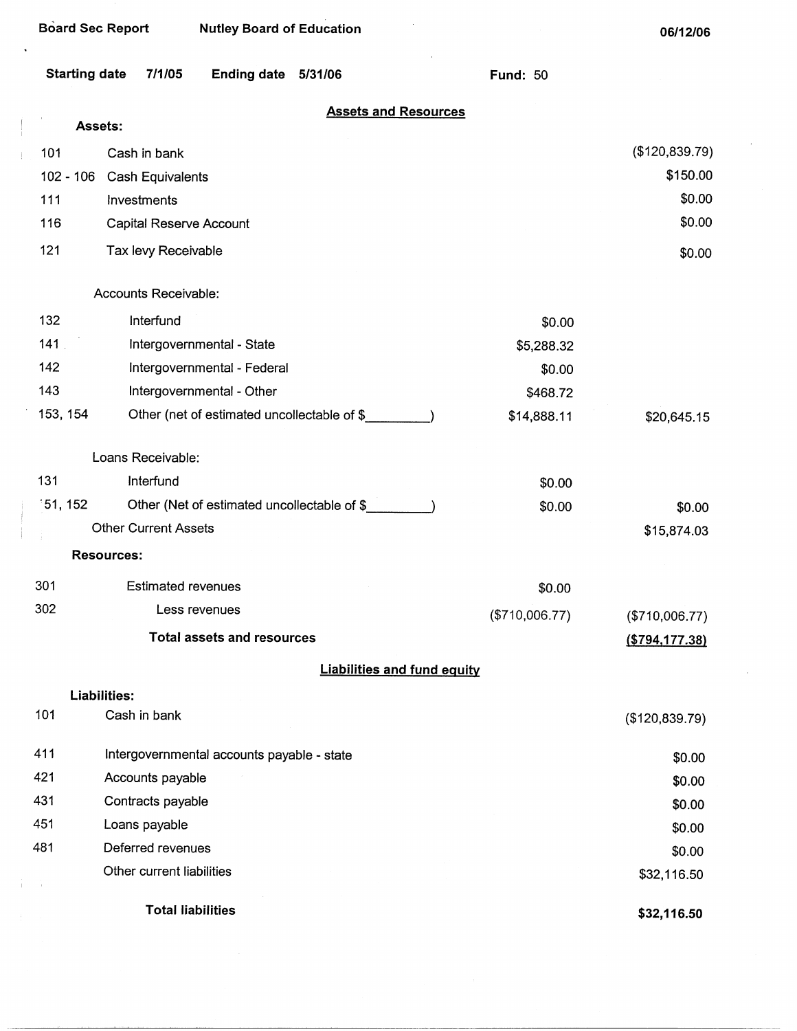Board Sec Report | Nutley Board of Education | 06/12/06

**Starting date** 7/1/05 **Ending date** 5/31/06 **Fund:** 50

## Assets and Resources

| Code | Description | | Amount |
|---|---|---|---|
| **Assets:** | | | |
| 101 | Cash in bank | | ($120,839.79) |
| 102 - 106 | Cash Equivalents | | $150.00 |
| 111 | Investments | | $0.00 |
| 116 | Capital Reserve Account | | $0.00 |
| 121 | Tax levy Receivable | | $0.00 |
| | Accounts Receivable: | | |
| 132 | Interfund | $0.00 | |
| 141 | Intergovernmental - State | $5,288.32 | |
| 142 | Intergovernmental - Federal | $0.00 | |
| 143 | Intergovernmental - Other | $468.72 | |
| 153, 154 | Other (net of estimated uncollectable of $\_\_\_\_\_\_\_\_\_) | $14,888.11 | $20,645.15 |
| | Loans Receivable: | | |
| 131 | Interfund | $0.00 | |
| 151, 152 | Other (Net of estimated uncollectable of $\_\_\_\_\_\_\_\_\_) | $0.00 | $0.00 |
| | Other Current Assets | | $15,874.03 |
| **Resources:** | | | |
| 301 | Estimated revenues | $0.00 | |
| 302 | Less revenues | ($710,006.77) | ($710,006.77) |
| | **Total assets and resources** | | **($794,177.38)** |

## Liabilities and fund equity

| Code | Description | Amount |
|---|---|---|
| **Liabilities:** | | |
| 101 | Cash in bank | ($120,839.79) |
| 411 | Intergovernmental accounts payable - state | $0.00 |
| 421 | Accounts payable | $0.00 |
| 431 | Contracts payable | $0.00 |
| 451 | Loans payable | $0.00 |
| 481 | Deferred revenues | $0.00 |
| | Other current liabilities | $32,116.50 |
| | **Total liabilities** | **$32,116.50** |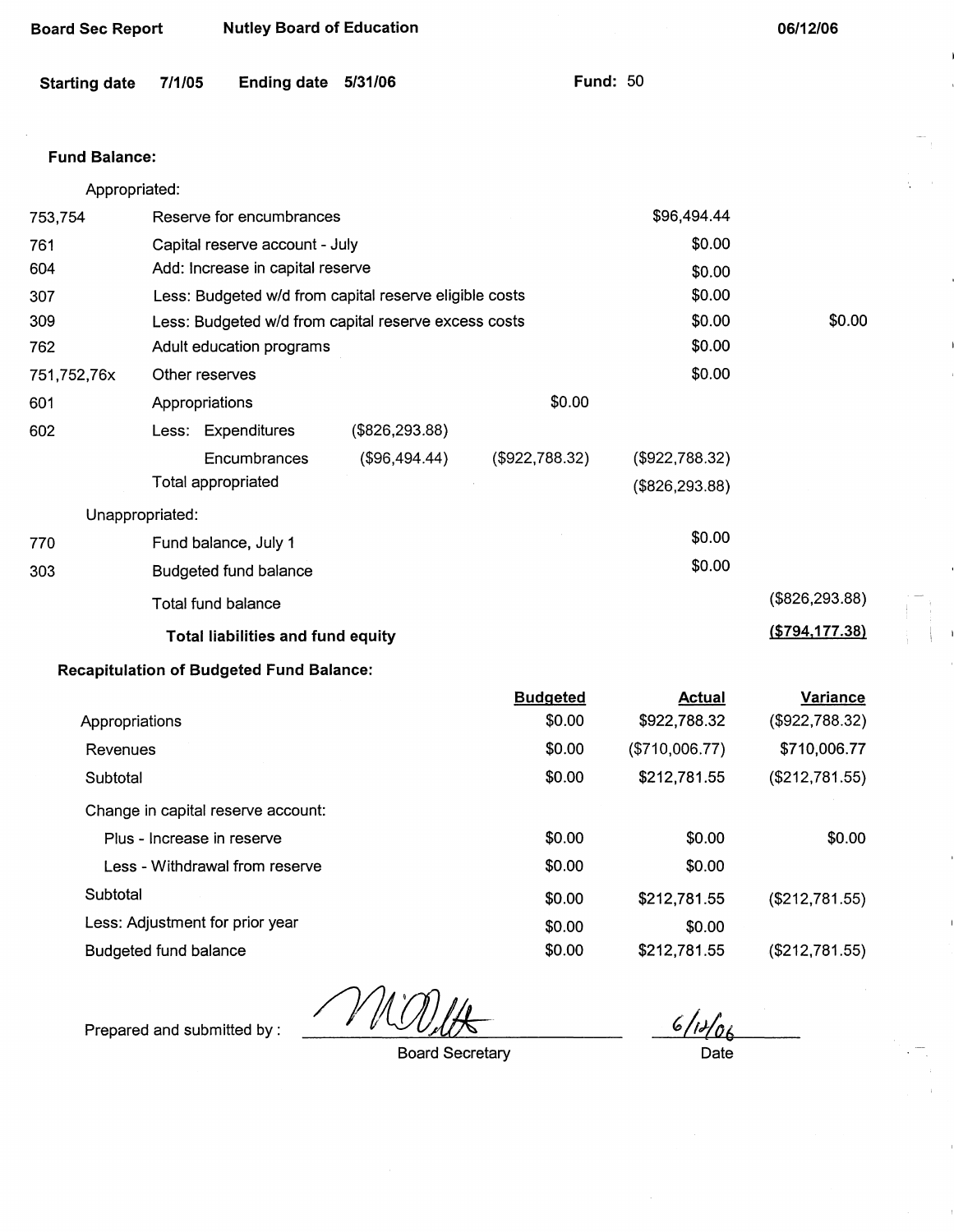Board Sec Report | Nutley Board of Education | 06/12/06

Starting date 7/1/05 | Ending date 5/31/06 | Fund: 50

**Fund Balance:**

Appropriated:

| Code | Description | | | | |
|---|---|---|---|---|---|
| 753,754 | Reserve for encumbrances | | | $96,494.44 | |
| 761 | Capital reserve account - July | | | $0.00 | |
| 604 | Add: Increase in capital reserve | | | $0.00 | |
| 307 | Less: Budgeted w/d from capital reserve eligible costs | | | $0.00 | |
| 309 | Less: Budgeted w/d from capital reserve excess costs | | | $0.00 | $0.00 |
| 762 | Adult education programs | | | $0.00 | |
| 751,752,76x | Other reserves | | | $0.00 | |
| 601 | Appropriations | | $0.00 | | |
| 602 | Less: Expenditures | ($826,293.88) | | | |
| | Encumbrances | ($96,494.44) | ($922,788.32) | ($922,788.32) | |
| | Total appropriated | | | ($826,293.88) | |

Unappropriated:

| Code | Description | | |
|---|---|---|---|
| 770 | Fund balance, July 1 | $0.00 | |
| 303 | Budgeted fund balance | $0.00 | |
| | Total fund balance | | ($826,293.88) |
| | **Total liabilities and fund equity** | | **($794,177.38)** |

**Recapitulation of Budgeted Fund Balance:**

| | Budgeted | Actual | Variance |
|---|---|---|---|
| Appropriations | $0.00 | $922,788.32 | ($922,788.32) |
| Revenues | $0.00 | ($710,006.77) | $710,006.77 |
| Subtotal | $0.00 | $212,781.55 | ($212,781.55) |
| Change in capital reserve account: | | | |
| Plus - Increase in reserve | $0.00 | $0.00 | $0.00 |
| Less - Withdrawal from reserve | $0.00 | $0.00 | |
| Subtotal | $0.00 | $212,781.55 | ($212,781.55) |
| Less: Adjustment for prior year | $0.00 | $0.00 | |
| Budgeted fund balance | $0.00 | $212,781.55 | ($212,781.55) |

Prepared and submitted by : [signature] Board Secretary

6/12/06 Date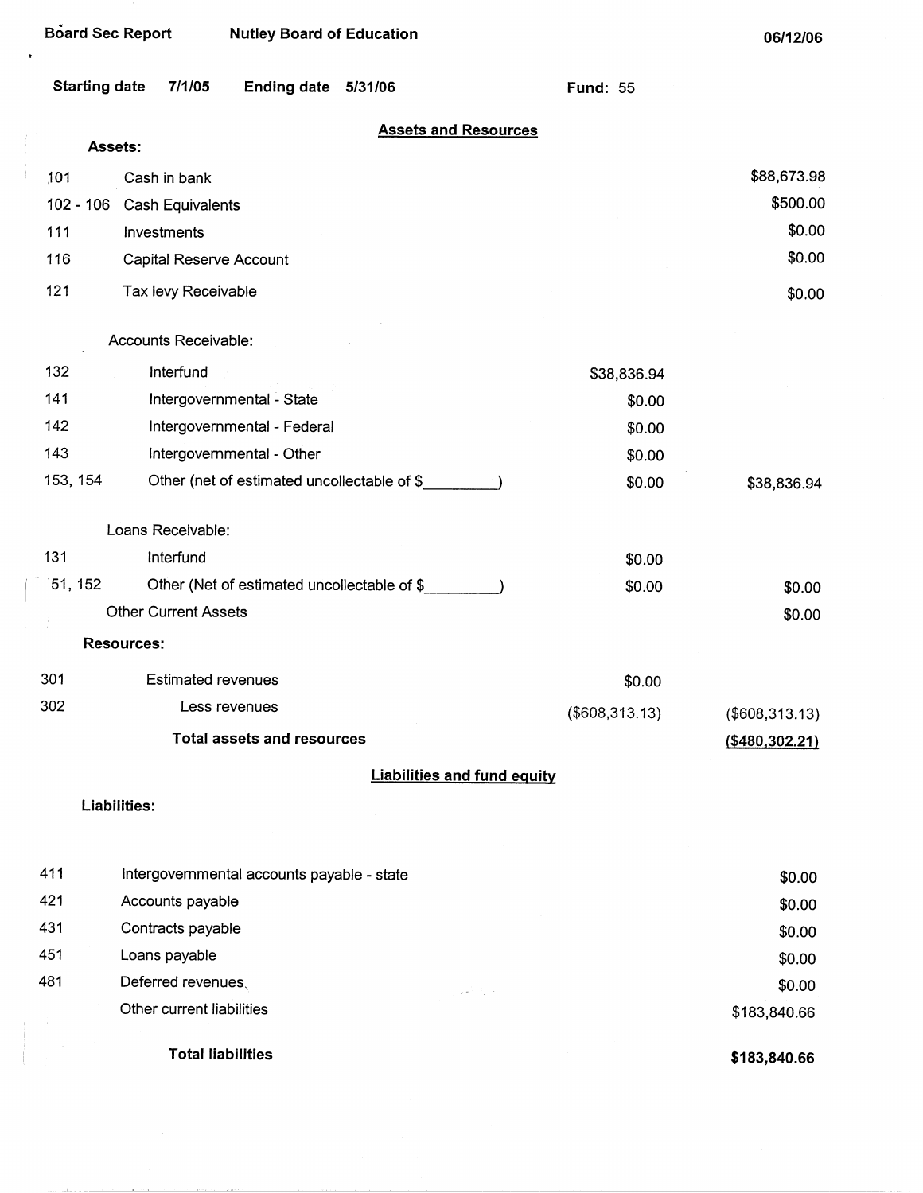Board Sec Report　　Nutley Board of Education　　06/12/06

**Starting date** 7/1/05　**Ending date** 5/31/06　**Fund:** 55

## Assets and Resources

**Assets:**

| Code | Description | | |
|---|---|---|---|
| 101 | Cash in bank | | $88,673.98 |
| 102 - 106 | Cash Equivalents | | $500.00 |
| 111 | Investments | | $0.00 |
| 116 | Capital Reserve Account | | $0.00 |
| 121 | Tax levy Receivable | | $0.00 |
| | Accounts Receivable: | | |
| 132 | Interfund | $38,836.94 | |
| 141 | Intergovernmental - State | $0.00 | |
| 142 | Intergovernmental - Federal | $0.00 | |
| 143 | Intergovernmental - Other | $0.00 | |
| 153, 154 | Other (net of estimated uncollectable of $_________) | $0.00 | $38,836.94 |
| | Loans Receivable: | | |
| 131 | Interfund | $0.00 | |
| 51, 152 | Other (Net of estimated uncollectable of $_________) | $0.00 | $0.00 |
| | Other Current Assets | | $0.00 |
| | **Resources:** | | |
| 301 | Estimated revenues | $0.00 | |
| 302 | Less revenues | ($608,313.13) | ($608,313.13) |
| | **Total assets and resources** | | **($480,302.21)** |

## Liabilities and fund equity

**Liabilities:**

| Code | Description | |
|---|---|---|
| 411 | Intergovernmental accounts payable - state | $0.00 |
| 421 | Accounts payable | $0.00 |
| 431 | Contracts payable | $0.00 |
| 451 | Loans payable | $0.00 |
| 481 | Deferred revenues | $0.00 |
| | Other current liabilities | $183,840.66 |
| | **Total liabilities** | **$183,840.66** |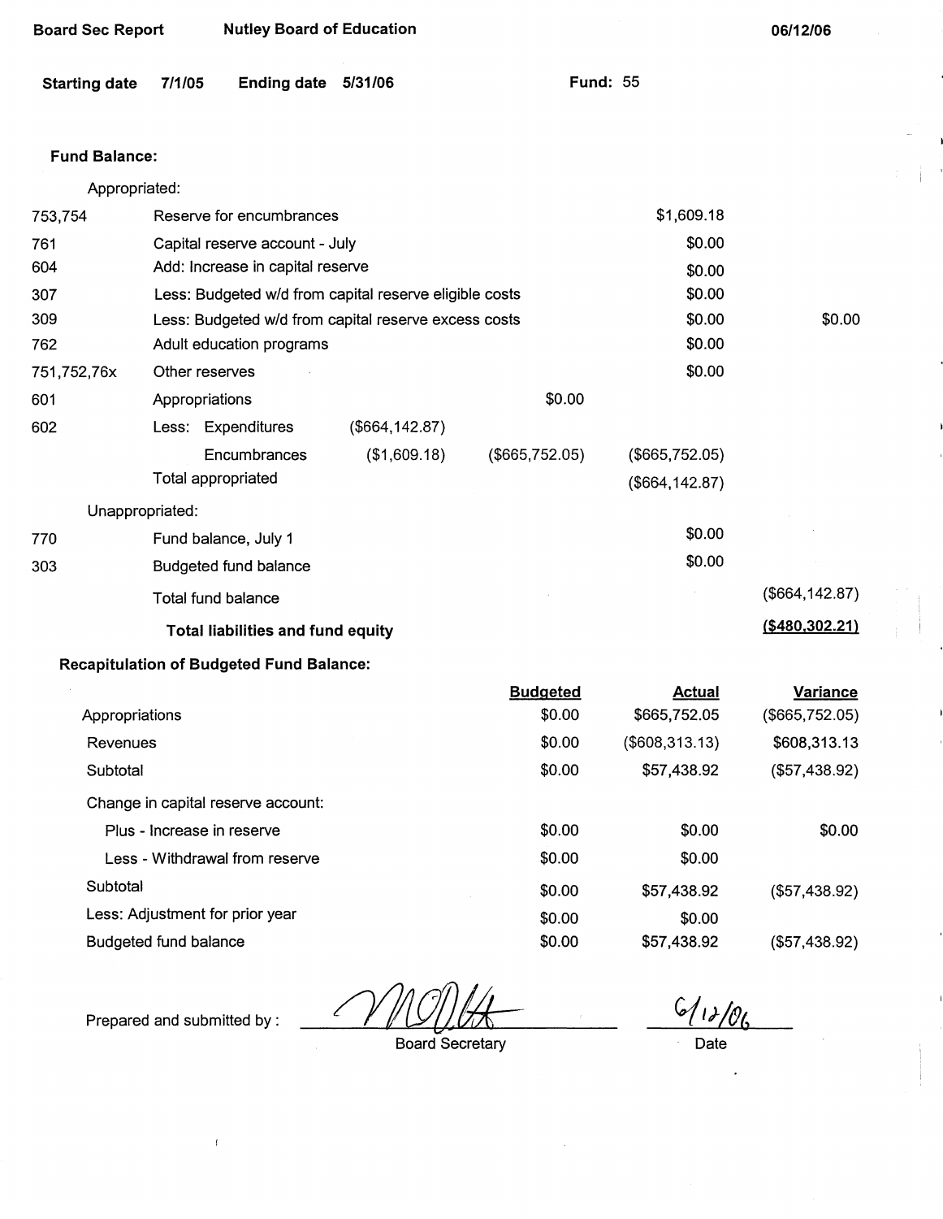**Board Sec Report** **Nutley Board of Education** **06/12/06**

**Starting date** **7/1/05** **Ending date** **5/31/06** **Fund:** 55

**Fund Balance:**

| | | | | | |
|---|---|---|---|---|---|
| | Appropriated: | | | | |
| 753,754 | Reserve for encumbrances | | | $1,609.18 | |
| 761 | Capital reserve account - July | | | $0.00 | |
| 604 | Add: Increase in capital reserve | | | $0.00 | |
| 307 | Less: Budgeted w/d from capital reserve eligible costs | | | $0.00 | |
| 309 | Less: Budgeted w/d from capital reserve excess costs | | | $0.00 | $0.00 |
| 762 | Adult education programs | | | $0.00 | |
| 751,752,76x | Other reserves | | | $0.00 | |
| 601 | Appropriations | | $0.00 | | |
| 602 | Less: Expenditures | ($664,142.87) | | | |
| | Encumbrances | ($1,609.18) | ($665,752.05) | ($665,752.05) | |
| | Total appropriated | | | ($664,142.87) | |
| | Unappropriated: | | | | |
| 770 | Fund balance, July 1 | | | $0.00 | |
| 303 | Budgeted fund balance | | | $0.00 | |
| | Total fund balance | | | | ($664,142.87) |
| | **Total liabilities and fund equity** | | | | **($480,302.21)** |

**Recapitulation of Budgeted Fund Balance:**

| | Budgeted | Actual | Variance |
|---|---|---|---|
| Appropriations | $0.00 | $665,752.05 | ($665,752.05) |
| Revenues | $0.00 | ($608,313.13) | $608,313.13 |
| Subtotal | $0.00 | $57,438.92 | ($57,438.92) |
| Change in capital reserve account: | | | |
| Plus - Increase in reserve | $0.00 | $0.00 | $0.00 |
| Less - Withdrawal from reserve | $0.00 | $0.00 | |
| Subtotal | $0.00 | $57,438.92 | ($57,438.92) |
| Less: Adjustment for prior year | $0.00 | $0.00 | |
| Budgeted fund balance | $0.00 | $57,438.92 | ($57,438.92) |

Prepared and submitted by : ____________________ Board Secretary    6/12/06 Date